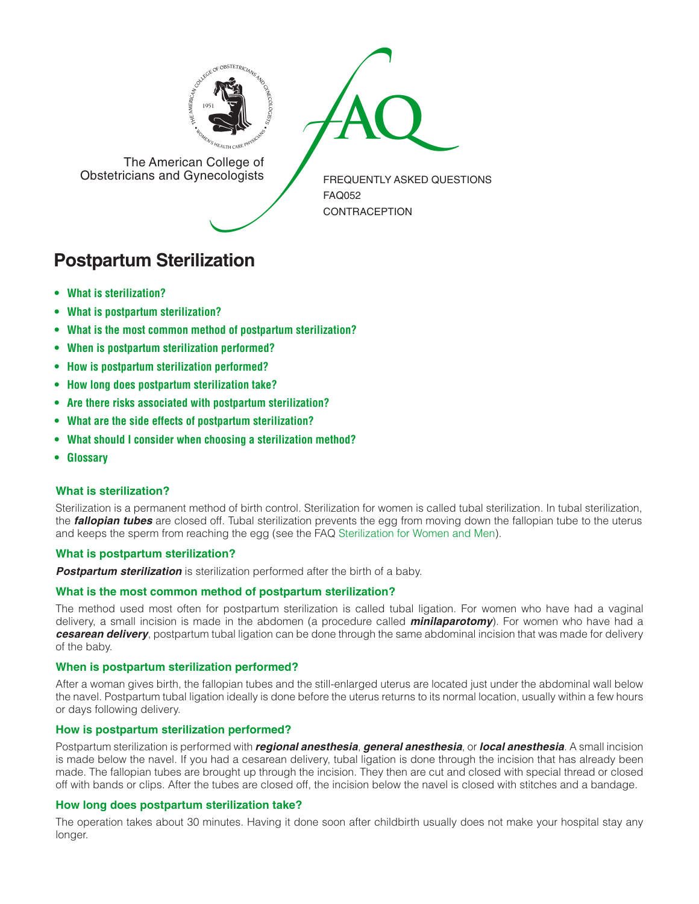The American College of Obstetricians and Gynecologists

FREQUENTLY ASKED QUESTIONS
FAQ052
CONTRACEPTION

# Postpartum Sterilization

- **What is sterilization?**
- **What is postpartum sterilization?**
- **What is the most common method of postpartum sterilization?**
- **When is postpartum sterilization performed?**
- **How is postpartum sterilization performed?**
- **How long does postpartum sterilization take?**
- **Are there risks associated with postpartum sterilization?**
- **What are the side effects of postpartum sterilization?**
- **What should I consider when choosing a sterilization method?**
- **Glossary**

### What is sterilization?

Sterilization is a permanent method of birth control. Sterilization for women is called tubal sterilization. In tubal sterilization, the ***fallopian tubes*** are closed off. Tubal sterilization prevents the egg from moving down the fallopian tube to the uterus and keeps the sperm from reaching the egg (see the FAQ Sterilization for Women and Men).

### What is postpartum sterilization?

***Postpartum sterilization*** is sterilization performed after the birth of a baby.

### What is the most common method of postpartum sterilization?

The method used most often for postpartum sterilization is called tubal ligation. For women who have had a vaginal delivery, a small incision is made in the abdomen (a procedure called ***minilaparotomy***). For women who have had a ***cesarean delivery***, postpartum tubal ligation can be done through the same abdominal incision that was made for delivery of the baby.

### When is postpartum sterilization performed?

After a woman gives birth, the fallopian tubes and the still-enlarged uterus are located just under the abdominal wall below the navel. Postpartum tubal ligation ideally is done before the uterus returns to its normal location, usually within a few hours or days following delivery.

### How is postpartum sterilization performed?

Postpartum sterilization is performed with ***regional anesthesia***, ***general anesthesia***, or ***local anesthesia***. A small incision is made below the navel. If you had a cesarean delivery, tubal ligation is done through the incision that has already been made. The fallopian tubes are brought up through the incision. They then are cut and closed with special thread or closed off with bands or clips. After the tubes are closed off, the incision below the navel is closed with stitches and a bandage.

### How long does postpartum sterilization take?

The operation takes about 30 minutes. Having it done soon after childbirth usually does not make your hospital stay any longer.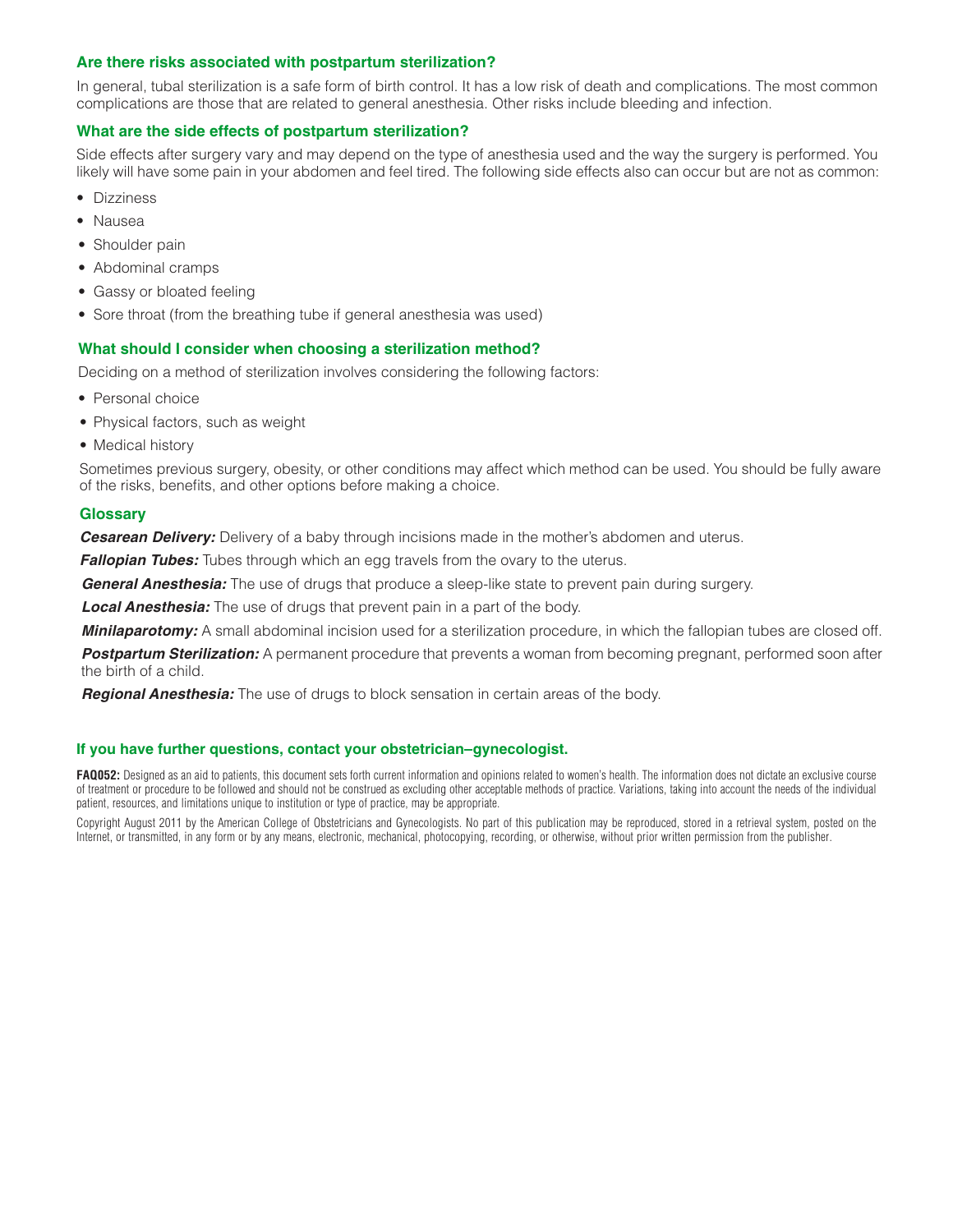### Are there risks associated with postpartum sterilization?

In general, tubal sterilization is a safe form of birth control. It has a low risk of death and complications. The most common complications are those that are related to general anesthesia. Other risks include bleeding and infection.

### What are the side effects of postpartum sterilization?

Side effects after surgery vary and may depend on the type of anesthesia used and the way the surgery is performed. You likely will have some pain in your abdomen and feel tired. The following side effects also can occur but are not as common:

- Dizziness
- Nausea
- Shoulder pain
- Abdominal cramps
- Gassy or bloated feeling
- Sore throat (from the breathing tube if general anesthesia was used)

### What should I consider when choosing a sterilization method?

Deciding on a method of sterilization involves considering the following factors:

- Personal choice
- Physical factors, such as weight
- Medical history

Sometimes previous surgery, obesity, or other conditions may affect which method can be used. You should be fully aware of the risks, benefits, and other options before making a choice.

### Glossary

***Cesarean Delivery:*** Delivery of a baby through incisions made in the mother's abdomen and uterus.

***Fallopian Tubes:*** Tubes through which an egg travels from the ovary to the uterus.

***General Anesthesia:*** The use of drugs that produce a sleep-like state to prevent pain during surgery.

***Local Anesthesia:*** The use of drugs that prevent pain in a part of the body.

***Minilaparotomy:*** A small abdominal incision used for a sterilization procedure, in which the fallopian tubes are closed off.

***Postpartum Sterilization:*** A permanent procedure that prevents a woman from becoming pregnant, performed soon after the birth of a child.

***Regional Anesthesia:*** The use of drugs to block sensation in certain areas of the body.

**If you have further questions, contact your obstetrician–gynecologist.**

**FAQ052:** Designed as an aid to patients, this document sets forth current information and opinions related to women's health. The information does not dictate an exclusive course of treatment or procedure to be followed and should not be construed as excluding other acceptable methods of practice. Variations, taking into account the needs of the individual patient, resources, and limitations unique to institution or type of practice, may be appropriate.

Copyright August 2011 by the American College of Obstetricians and Gynecologists. No part of this publication may be reproduced, stored in a retrieval system, posted on the Internet, or transmitted, in any form or by any means, electronic, mechanical, photocopying, recording, or otherwise, without prior written permission from the publisher.